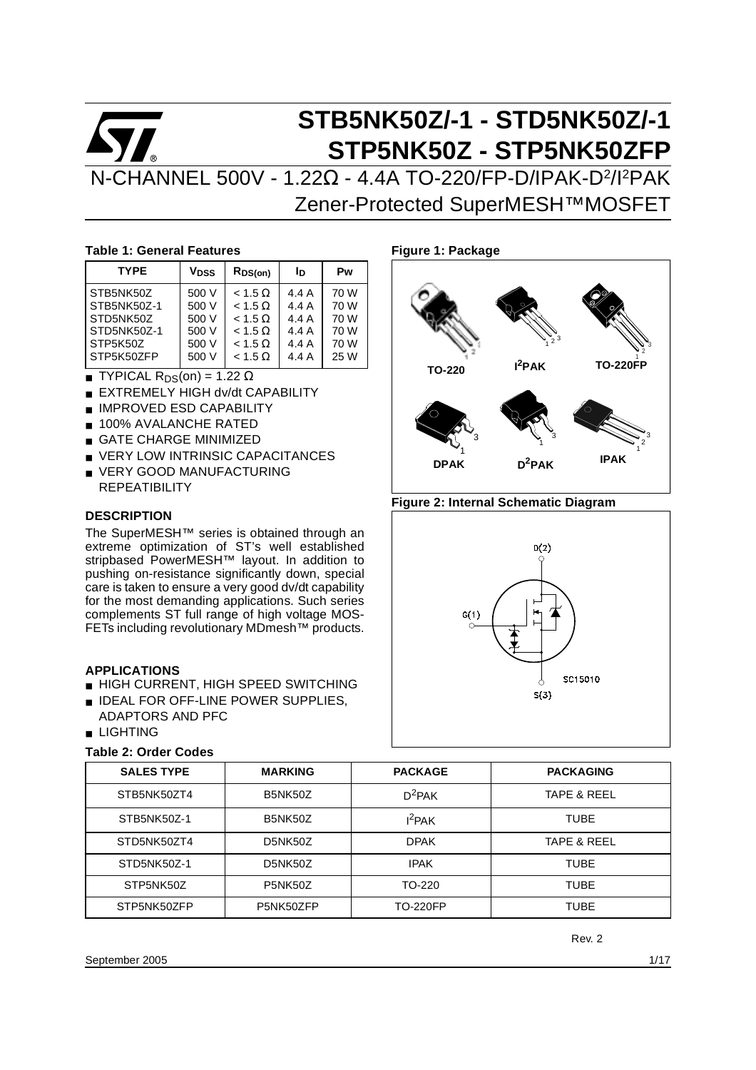# STB5NK50Z/-1 - STD5NK50Z/-1
# STP5NK50Z - STP5NK50ZFP

## N-CHANNEL 500V - 1.22Ω - 4.4A TO-220/FP-D/IPAK-$D^2$/$I^2$PAK
## Zener-Protected SuperMESH™MOSFET

**Table 1: General Features**

| TYPE | $V_{DSS}$ | $R_{DS(on)}$ | $I_D$ | Pw |
|---|---|---|---|---|
| STB5NK50Z | 500 V | < 1.5 Ω | 4.4 A | 70 W |
| STB5NK50Z-1 | 500 V | < 1.5 Ω | 4.4 A | 70 W |
| STD5NK50Z | 500 V | < 1.5 Ω | 4.4 A | 70 W |
| STD5NK50Z-1 | 500 V | < 1.5 Ω | 4.4 A | 70 W |
| STP5K50Z | 500 V | < 1.5 Ω | 4.4 A | 70 W |
| STP5K50ZFP | 500 V | < 1.5 Ω | 4.4 A | 25 W |

- TYPICAL $R_{DS}$(on) = 1.22 Ω
- EXTREMELY HIGH dv/dt CAPABILITY
- IMPROVED ESD CAPABILITY
- 100% AVALANCHE RATED
- GATE CHARGE MINIMIZED
- VERY LOW INTRINSIC CAPACITANCES
- VERY GOOD MANUFACTURING REPEATIBILITY

**Figure 1: Package**

TO-220, $I^2$PAK, TO-220FP, DPAK, $D^2$PAK, IPAK

**Figure 2: Internal Schematic Diagram**

### DESCRIPTION

The SuperMESH™ series is obtained through an extreme optimization of ST's well established stripbased PowerMESH™ layout. In addition to pushing on-resistance significantly down, special care is taken to ensure a very good dv/dt capability for the most demanding applications. Such series complements ST full range of high voltage MOS-FETs including revolutionary MDmesh™ products.

### APPLICATIONS

- HIGH CURRENT, HIGH SPEED SWITCHING
- IDEAL FOR OFF-LINE POWER SUPPLIES, ADAPTORS AND PFC
- LIGHTING

**Table 2: Order Codes**

| SALES TYPE | MARKING | PACKAGE | PACKAGING |
|---|---|---|---|
| STB5NK50ZT4 | B5NK50Z | $D^2$PAK | TAPE & REEL |
| STB5NK50Z-1 | B5NK50Z | $I^2$PAK | TUBE |
| STD5NK50ZT4 | D5NK50Z | DPAK | TAPE & REEL |
| STD5NK50Z-1 | D5NK50Z | IPAK | TUBE |
| STP5NK50Z | P5NK50Z | TO-220 | TUBE |
| STP5NK50ZFP | P5NK50ZFP | TO-220FP | TUBE |

Rev. 2

September 2005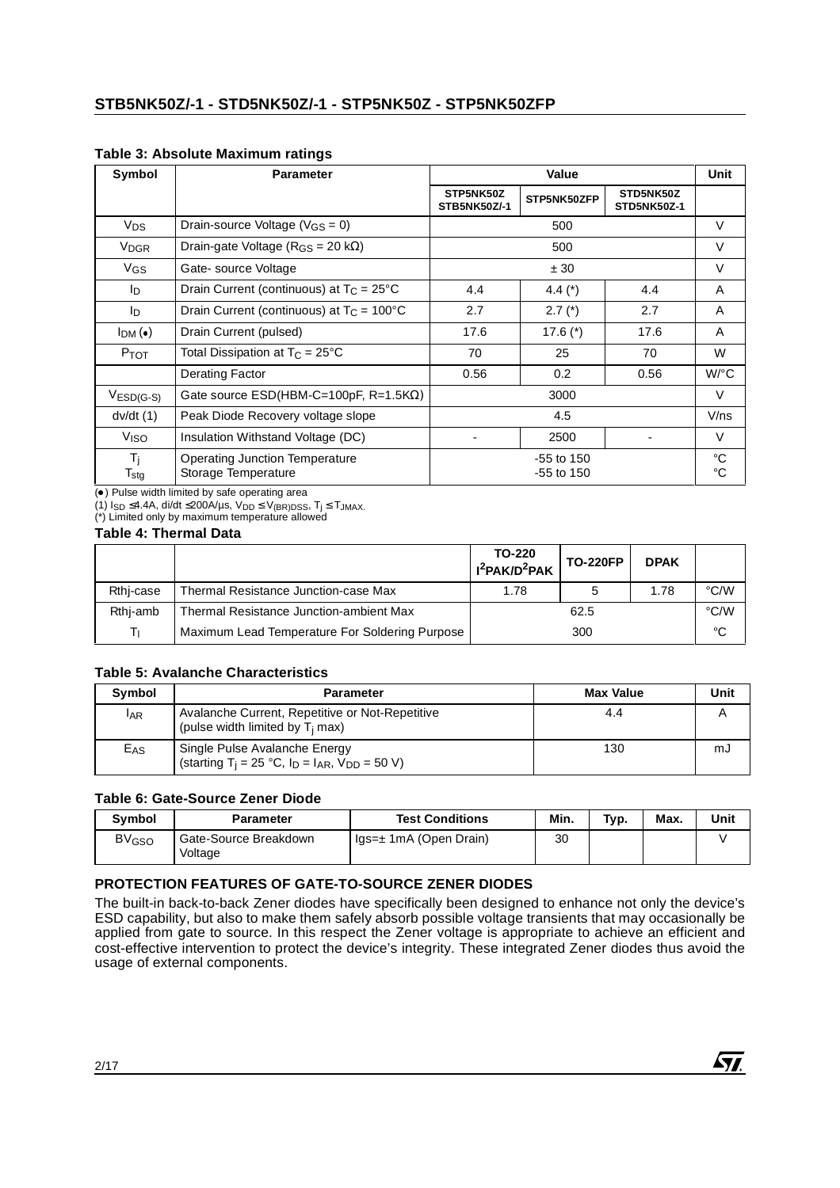### Table 3: Absolute Maximum ratings

| Symbol | Parameter | Value | | | Unit |
|---|---|---|---|---|---|
| | | STP5NK50Z STB5NK50Z/-1 | STP5NK50ZFP | STD5NK50Z STD5NK50Z-1 | |
| $V_{DS}$ | Drain-source Voltage ($V_{GS}$ = 0) | 500 | | | V |
| $V_{DGR}$ | Drain-gate Voltage ($R_{GS}$ = 20 kΩ) | 500 | | | V |
| $V_{GS}$ | Gate- source Voltage | ± 30 | | | V |
| $I_D$ | Drain Current (continuous) at $T_C$ = 25°C | 4.4 | 4.4 (*) | 4.4 | A |
| $I_D$ | Drain Current (continuous) at $T_C$ = 100°C | 2.7 | 2.7 (*) | 2.7 | A |
| $I_{DM}$ (•) | Drain Current (pulsed) | 17.6 | 17.6 (*) | 17.6 | A |
| $P_{TOT}$ | Total Dissipation at $T_C$ = 25°C | 70 | 25 | 70 | W |
| | Derating Factor | 0.56 | 0.2 | 0.56 | W/°C |
| $V_{ESD(G-S)}$ | Gate source ESD(HBM-C=100pF, R=1.5KΩ) | 3000 | | | V |
| dv/dt (1) | Peak Diode Recovery voltage slope | 4.5 | | | V/ns |
| $V_{ISO}$ | Insulation Withstand Voltage (DC) | - | 2500 | - | V |
| $T_j$ <br> $T_{stg}$ | Operating Junction Temperature <br> Storage Temperature | -55 to 150 <br> -55 to 150 | | | °C <br> °C |

(•) Pulse width limited by safe operating area
(1) $I_{SD}$ ≤4.4A, di/dt ≤200A/µs, $V_{DD}$ ≤ $V_{(BR)DSS}$, $T_j$ ≤ $T_{JMAX}$.
(*) Limited only by maximum temperature allowed

### Table 4: Thermal Data

| | | TO-220 $I^2PAK/D^2PAK$ | TO-220FP | DPAK | |
|---|---|---|---|---|---|
| Rthj-case | Thermal Resistance Junction-case Max | 1.78 | 5 | 1.78 | °C/W |
| Rthj-amb | Thermal Resistance Junction-ambient Max | 62.5 | | | °C/W |
| $T_l$ | Maximum Lead Temperature For Soldering Purpose | 300 | | | °C |

### Table 5: Avalanche Characteristics

| Symbol | Parameter | Max Value | Unit |
|---|---|---|---|
| $I_{AR}$ | Avalanche Current, Repetitive or Not-Repetitive (pulse width limited by $T_j$ max) | 4.4 | A |
| $E_{AS}$ | Single Pulse Avalanche Energy (starting $T_j$ = 25 °C, $I_D$ = $I_{AR}$, $V_{DD}$ = 50 V) | 130 | mJ |

### Table 6: Gate-Source Zener Diode

| Symbol | Parameter | Test Conditions | Min. | Typ. | Max. | Unit |
|---|---|---|---|---|---|---|
| $BV_{GSO}$ | Gate-Source Breakdown Voltage | Igs=± 1mA (Open Drain) | 30 | | | V |

### PROTECTION FEATURES OF GATE-TO-SOURCE ZENER DIODES

The built-in back-to-back Zener diodes have specifically been designed to enhance not only the device's ESD capability, but also to make them safely absorb possible voltage transients that may occasionally be applied from gate to source. In this respect the Zener voltage is appropriate to achieve an efficient and cost-effective intervention to protect the device's integrity. These integrated Zener diodes thus avoid the usage of external components.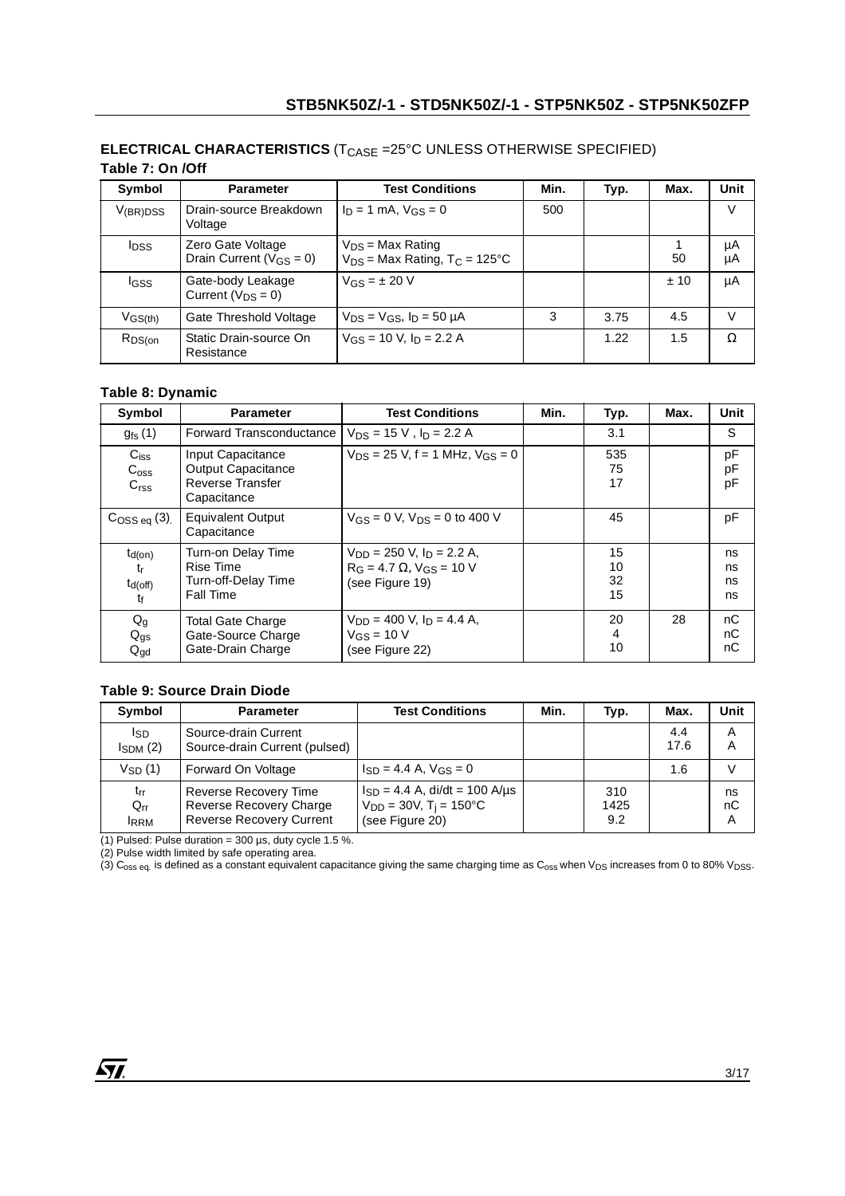**ELECTRICAL CHARACTERISTICS** ($T_{CASE}$ =25°C UNLESS OTHERWISE SPECIFIED)

**Table 7: On /Off**

| Symbol | Parameter | Test Conditions | Min. | Typ. | Max. | Unit |
|---|---|---|---|---|---|---|
| $V_{(BR)DSS}$ | Drain-source Breakdown Voltage | $I_D$ = 1 mA, $V_{GS}$ = 0 | 500 | | | V |
| $I_{DSS}$ | Zero Gate Voltage Drain Current ($V_{GS}$ = 0) | $V_{DS}$ = Max Rating<br>$V_{DS}$ = Max Rating, $T_C$ = 125°C | | | 1<br>50 | µA<br>µA |
| $I_{GSS}$ | Gate-body Leakage Current ($V_{DS}$ = 0) | $V_{GS}$ = ± 20 V | | | ± 10 | µA |
| $V_{GS(th)}$ | Gate Threshold Voltage | $V_{DS}$ = $V_{GS}$, $I_D$ = 50 µA | 3 | 3.75 | 4.5 | V |
| $R_{DS(on}$ | Static Drain-source On Resistance | $V_{GS}$ = 10 V, $I_D$ = 2.2 A | | 1.22 | 1.5 | Ω |

**Table 8: Dynamic**

| Symbol | Parameter | Test Conditions | Min. | Typ. | Max. | Unit |
|---|---|---|---|---|---|---|
| $g_{fs}$ (1) | Forward Transconductance | $V_{DS}$ = 15 V , $I_D$ = 2.2 A | | 3.1 | | S |
| $C_{iss}$<br>$C_{oss}$<br>$C_{rss}$ | Input Capacitance<br>Output Capacitance<br>Reverse Transfer Capacitance | $V_{DS}$ = 25 V, f = 1 MHz, $V_{GS}$ = 0 | | 535<br>75<br>17 | | pF<br>pF<br>pF |
| $C_{OSS\ eq}$ (3). | Equivalent Output Capacitance | $V_{GS}$ = 0 V, $V_{DS}$ = 0 to 400 V | | 45 | | pF |
| $t_{d(on)}$<br>$t_r$<br>$t_{d(off)}$<br>$t_f$ | Turn-on Delay Time<br>Rise Time<br>Turn-off-Delay Time<br>Fall Time | $V_{DD}$ = 250 V, $I_D$ = 2.2 A,<br>$R_G$ = 4.7 Ω, $V_{GS}$ = 10 V<br>(see Figure 19) | | 15<br>10<br>32<br>15 | | ns<br>ns<br>ns<br>ns |
| $Q_g$<br>$Q_{gs}$<br>$Q_{gd}$ | Total Gate Charge<br>Gate-Source Charge<br>Gate-Drain Charge | $V_{DD}$ = 400 V, $I_D$ = 4.4 A,<br>$V_{GS}$ = 10 V<br>(see Figure 22) | | 20<br>4<br>10 | 28 | nC<br>nC<br>nC |

**Table 9: Source Drain Diode**

| Symbol | Parameter | Test Conditions | Min. | Typ. | Max. | Unit |
|---|---|---|---|---|---|---|
| $I_{SD}$<br>$I_{SDM}$ (2) | Source-drain Current<br>Source-drain Current (pulsed) | | | | 4.4<br>17.6 | A<br>A |
| $V_{SD}$ (1) | Forward On Voltage | $I_{SD}$ = 4.4 A, $V_{GS}$ = 0 | | | 1.6 | V |
| $t_{rr}$<br>$Q_{rr}$<br>$I_{RRM}$ | Reverse Recovery Time<br>Reverse Recovery Charge<br>Reverse Recovery Current | $I_{SD}$ = 4.4 A, di/dt = 100 A/µs<br>$V_{DD}$ = 30V, $T_j$ = 150°C<br>(see Figure 20) | | 310<br>1425<br>9.2 | | ns<br>nC<br>A |

(1) Pulsed: Pulse duration = 300 µs, duty cycle 1.5 %.
(2) Pulse width limited by safe operating area.
(3) $C_{oss\ eq.}$ is defined as a constant equivalent capacitance giving the same charging time as $C_{oss}$ when $V_{DS}$ increases from 0 to 80% $V_{DSS}$.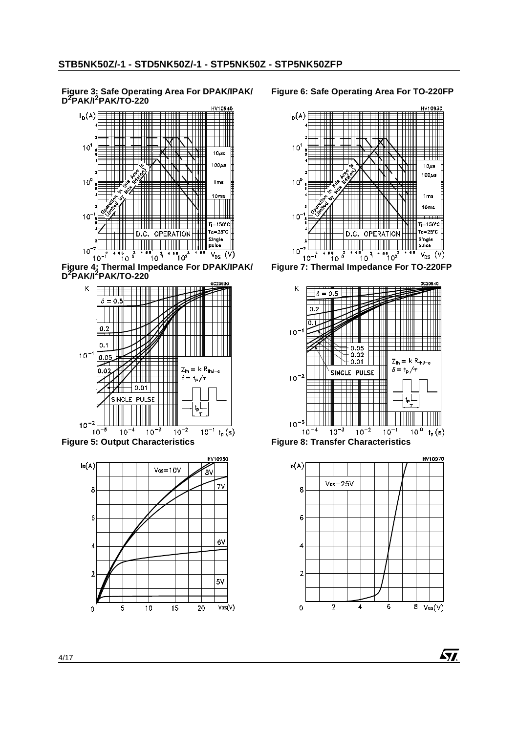**Figure 3: Safe Operating Area For DPAK/IPAK/ $D^2PAK/I^2PAK$/TO-220**

**Figure 6: Safe Operating Area For TO-220FP**

**Figure 4: Thermal Impedance For DPAK/IPAK/ $D^2PAK/I^2PAK$/TO-220**

**Figure 7: Thermal Impedance For TO-220FP**

**Figure 5: Output Characteristics**

**Figure 8: Transfer Characteristics**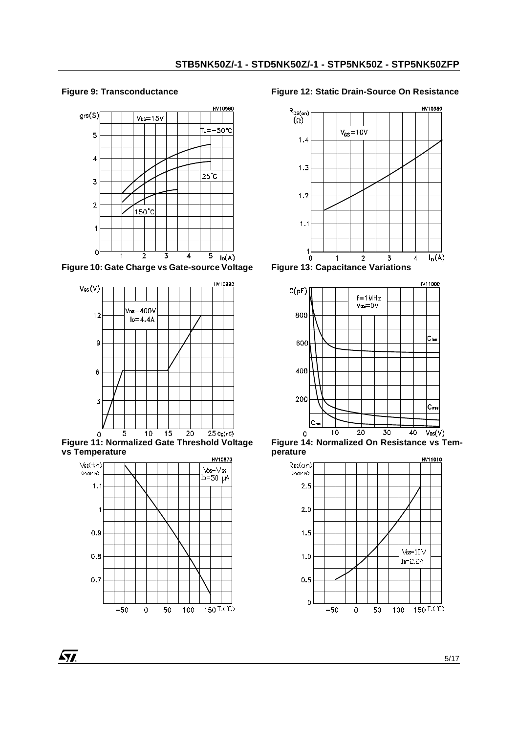**Figure 9: Transconductance**

**Figure 12: Static Drain-Source On Resistance**

**Figure 10: Gate Charge vs Gate-source Voltage**

**Figure 13: Capacitance Variations**

**Figure 11: Normalized Gate Threshold Voltage vs Temperature**

**Figure 14: Normalized On Resistance vs Temperature**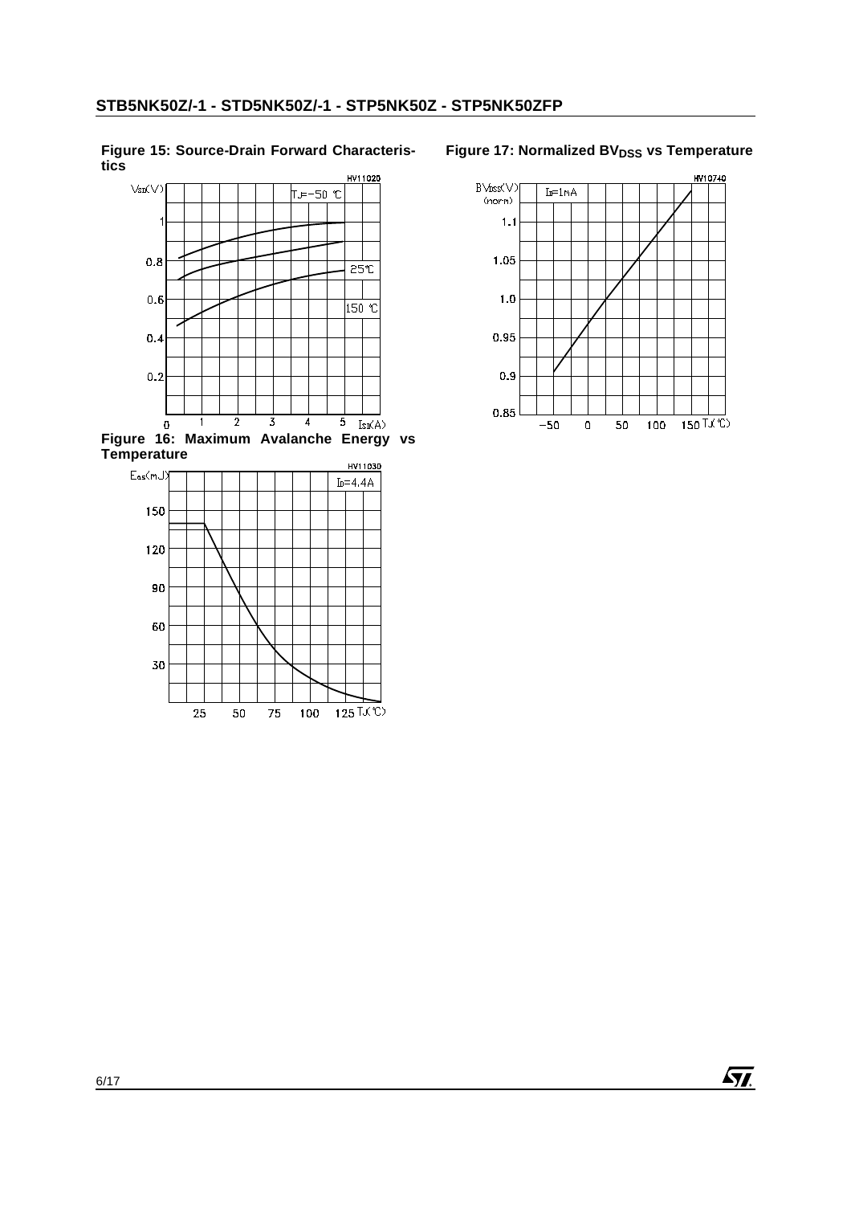**Figure 15: Source-Drain Forward Characteristics**

**Figure 16: Maximum Avalanche Energy vs Temperature**

**Figure 17: Normalized $BV_{DSS}$ vs Temperature**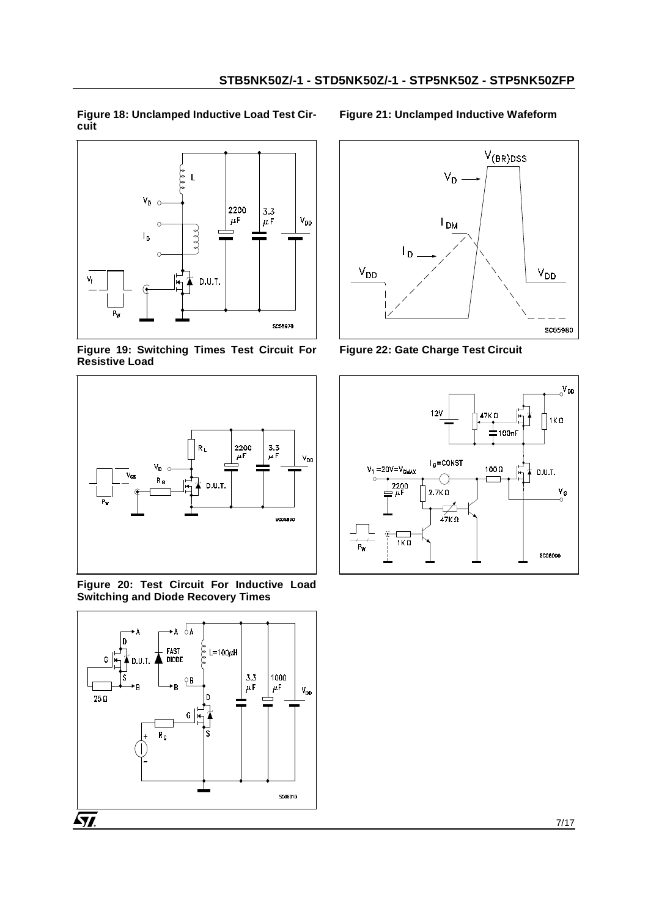**Figure 18: Unclamped Inductive Load Test Circuit**

**Figure 21: Unclamped Inductive Wafeform**

**Figure 19: Switching Times Test Circuit For Resistive Load**

**Figure 22: Gate Charge Test Circuit**

**Figure 20: Test Circuit For Inductive Load Switching and Diode Recovery Times**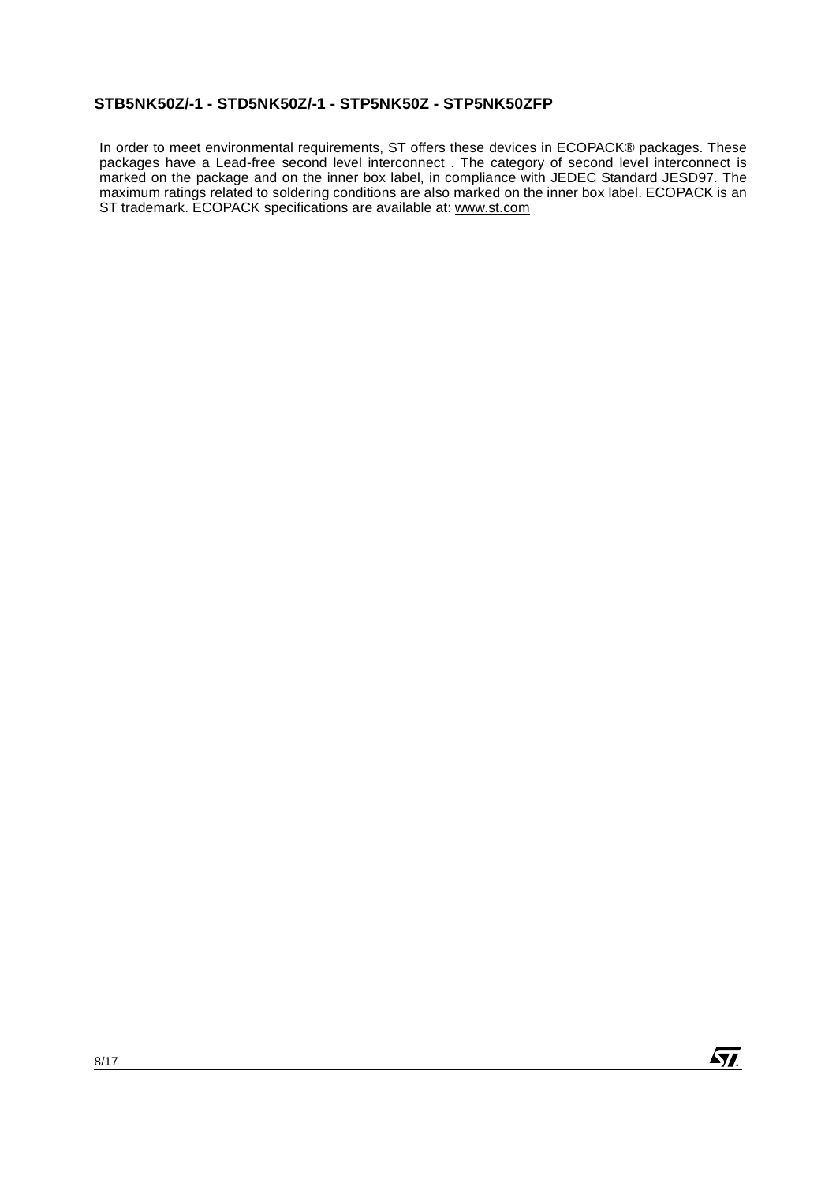In order to meet environmental requirements, ST offers these devices in ECOPACK® packages. These packages have a Lead-free second level interconnect . The category of second level interconnect is marked on the package and on the inner box label, in compliance with JEDEC Standard JESD97. The maximum ratings related to soldering conditions are also marked on the inner box label. ECOPACK is an ST trademark. ECOPACK specifications are available at: www.st.com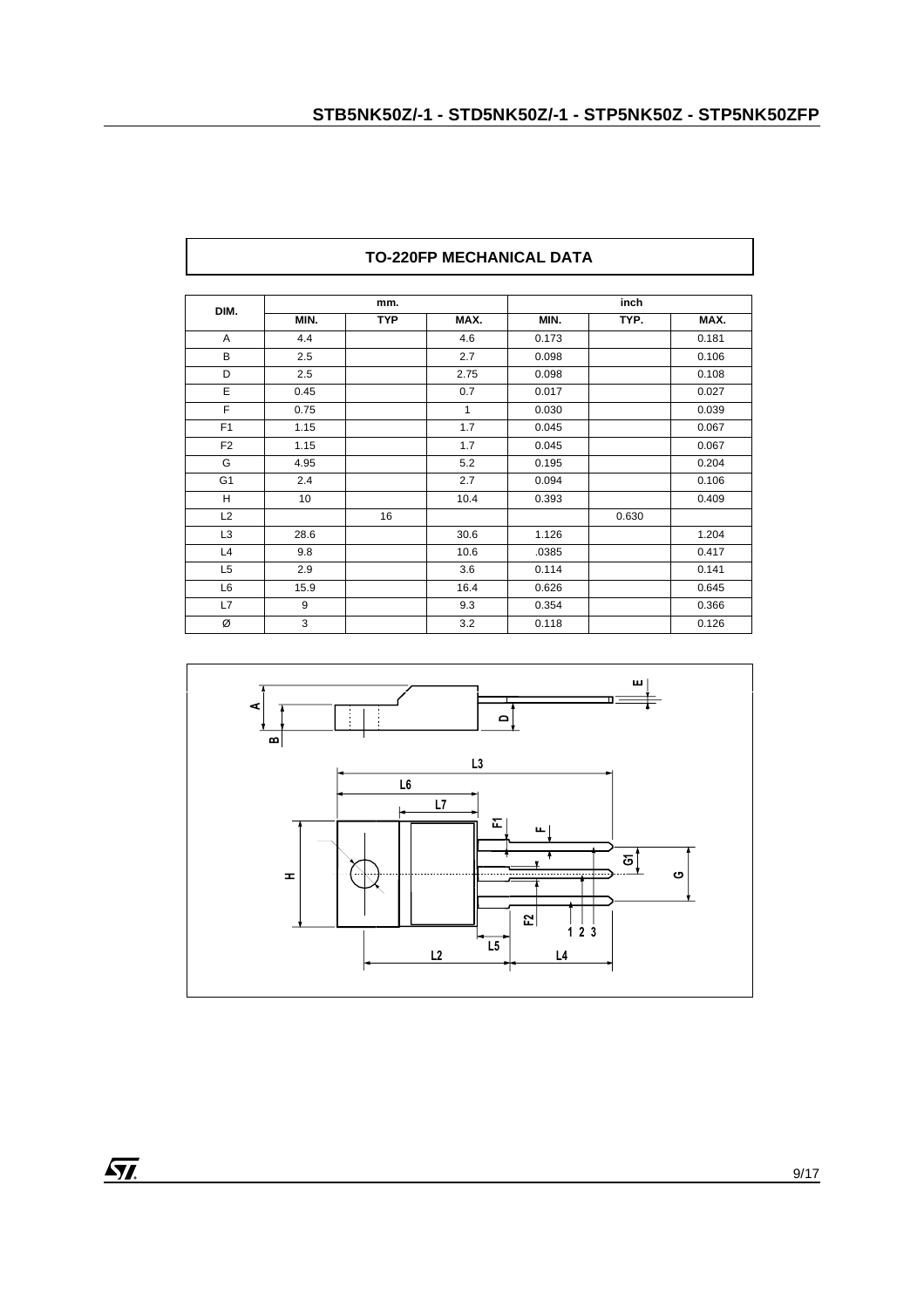## TO-220FP MECHANICAL DATA

| DIM. | mm. | | | inch | | |
|---|---|---|---|---|---|---|
| | MIN. | TYP | MAX. | MIN. | TYP. | MAX. |
| A | 4.4 | | 4.6 | 0.173 | | 0.181 |
| B | 2.5 | | 2.7 | 0.098 | | 0.106 |
| D | 2.5 | | 2.75 | 0.098 | | 0.108 |
| E | 0.45 | | 0.7 | 0.017 | | 0.027 |
| F | 0.75 | | 1 | 0.030 | | 0.039 |
| F1 | 1.15 | | 1.7 | 0.045 | | 0.067 |
| F2 | 1.15 | | 1.7 | 0.045 | | 0.067 |
| G | 4.95 | | 5.2 | 0.195 | | 0.204 |
| G1 | 2.4 | | 2.7 | 0.094 | | 0.106 |
| H | 10 | | 10.4 | 0.393 | | 0.409 |
| L2 | | 16 | | | 0.630 | |
| L3 | 28.6 | | 30.6 | 1.126 | | 1.204 |
| L4 | 9.8 | | 10.6 | .0385 | | 0.417 |
| L5 | 2.9 | | 3.6 | 0.114 | | 0.141 |
| L6 | 15.9 | | 16.4 | 0.626 | | 0.645 |
| L7 | 9 | | 9.3 | 0.354 | | 0.366 |
| Ø | 3 | | 3.2 | 0.118 | | 0.126 |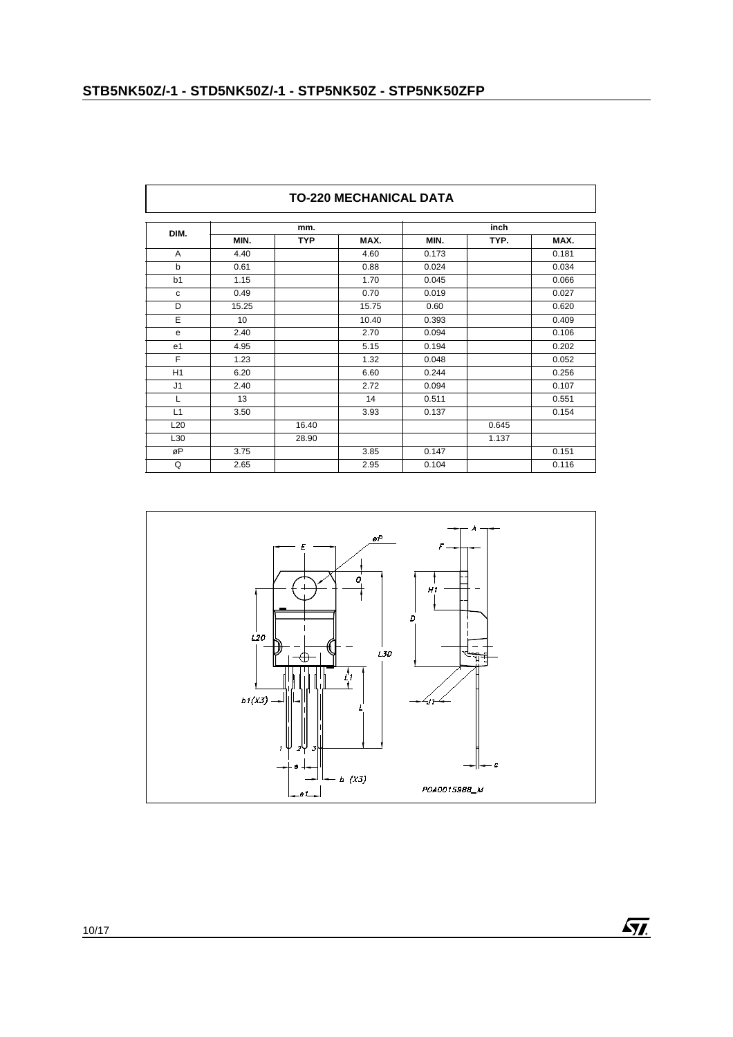## TO-220 MECHANICAL DATA

| DIM. | mm. | | | inch | | |
|---|---|---|---|---|---|---|
| | MIN. | TYP | MAX. | MIN. | TYP. | MAX. |
| A | 4.40 | | 4.60 | 0.173 | | 0.181 |
| b | 0.61 | | 0.88 | 0.024 | | 0.034 |
| b1 | 1.15 | | 1.70 | 0.045 | | 0.066 |
| c | 0.49 | | 0.70 | 0.019 | | 0.027 |
| D | 15.25 | | 15.75 | 0.60 | | 0.620 |
| E | 10 | | 10.40 | 0.393 | | 0.409 |
| e | 2.40 | | 2.70 | 0.094 | | 0.106 |
| e1 | 4.95 | | 5.15 | 0.194 | | 0.202 |
| F | 1.23 | | 1.32 | 0.048 | | 0.052 |
| H1 | 6.20 | | 6.60 | 0.244 | | 0.256 |
| J1 | 2.40 | | 2.72 | 0.094 | | 0.107 |
| L | 13 | | 14 | 0.511 | | 0.551 |
| L1 | 3.50 | | 3.93 | 0.137 | | 0.154 |
| L20 | | 16.40 | | | 0.645 | |
| L30 | | 28.90 | | | 1.137 | |
| øP | 3.75 | | 3.85 | 0.147 | | 0.151 |
| Q | 2.65 | | 2.95 | 0.104 | | 0.116 |

P0A0015988_M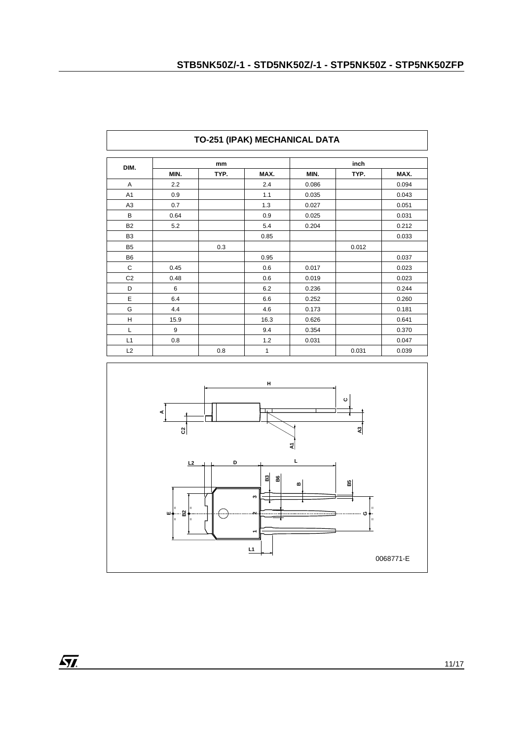## TO-251 (IPAK) MECHANICAL DATA

| DIM. | mm | | | inch | | |
|---|---|---|---|---|---|---|
| | MIN. | TYP. | MAX. | MIN. | TYP. | MAX. |
| A | 2.2 | | 2.4 | 0.086 | | 0.094 |
| A1 | 0.9 | | 1.1 | 0.035 | | 0.043 |
| A3 | 0.7 | | 1.3 | 0.027 | | 0.051 |
| B | 0.64 | | 0.9 | 0.025 | | 0.031 |
| B2 | 5.2 | | 5.4 | 0.204 | | 0.212 |
| B3 | | | 0.85 | | | 0.033 |
| B5 | | 0.3 | | | 0.012 | |
| B6 | | | 0.95 | | | 0.037 |
| C | 0.45 | | 0.6 | 0.017 | | 0.023 |
| C2 | 0.48 | | 0.6 | 0.019 | | 0.023 |
| D | 6 | | 6.2 | 0.236 | | 0.244 |
| E | 6.4 | | 6.6 | 0.252 | | 0.260 |
| G | 4.4 | | 4.6 | 0.173 | | 0.181 |
| H | 15.9 | | 16.3 | 0.626 | | 0.641 |
| L | 9 | | 9.4 | 0.354 | | 0.370 |
| L1 | 0.8 | | 1.2 | 0.031 | | 0.047 |
| L2 | | 0.8 | 1 | | 0.031 | 0.039 |

0068771-E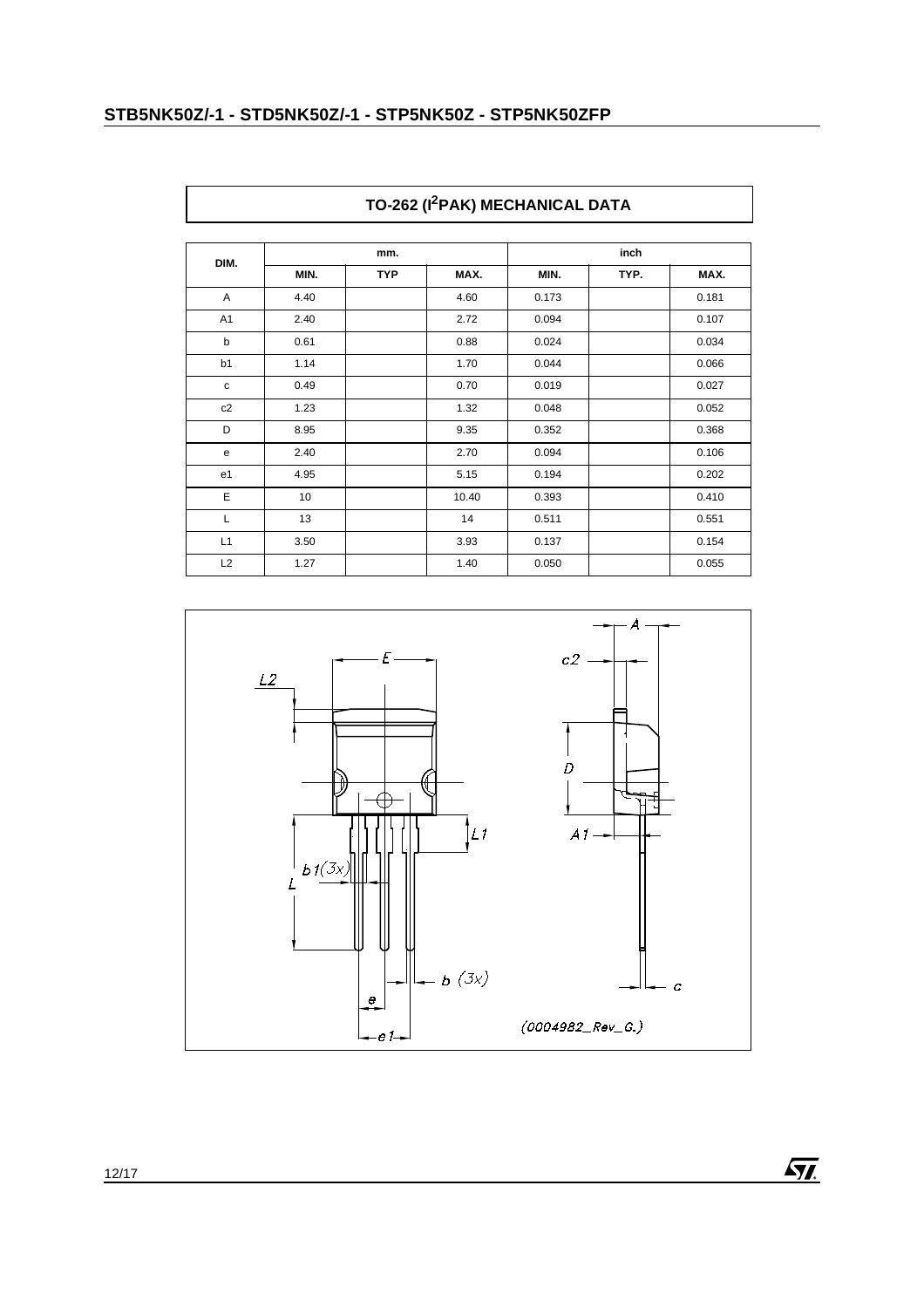## TO-262 (I²PAK) MECHANICAL DATA

| DIM. | mm. | | | inch | | |
|---|---|---|---|---|---|---|
| | MIN. | TYP | MAX. | MIN. | TYP. | MAX. |
| A | 4.40 | | 4.60 | 0.173 | | 0.181 |
| A1 | 2.40 | | 2.72 | 0.094 | | 0.107 |
| b | 0.61 | | 0.88 | 0.024 | | 0.034 |
| b1 | 1.14 | | 1.70 | 0.044 | | 0.066 |
| c | 0.49 | | 0.70 | 0.019 | | 0.027 |
| c2 | 1.23 | | 1.32 | 0.048 | | 0.052 |
| D | 8.95 | | 9.35 | 0.352 | | 0.368 |
| e | 2.40 | | 2.70 | 0.094 | | 0.106 |
| e1 | 4.95 | | 5.15 | 0.194 | | 0.202 |
| E | 10 | | 10.40 | 0.393 | | 0.410 |
| L | 13 | | 14 | 0.511 | | 0.551 |
| L1 | 3.50 | | 3.93 | 0.137 | | 0.154 |
| L2 | 1.27 | | 1.40 | 0.050 | | 0.055 |

(0004982_Rev_G.)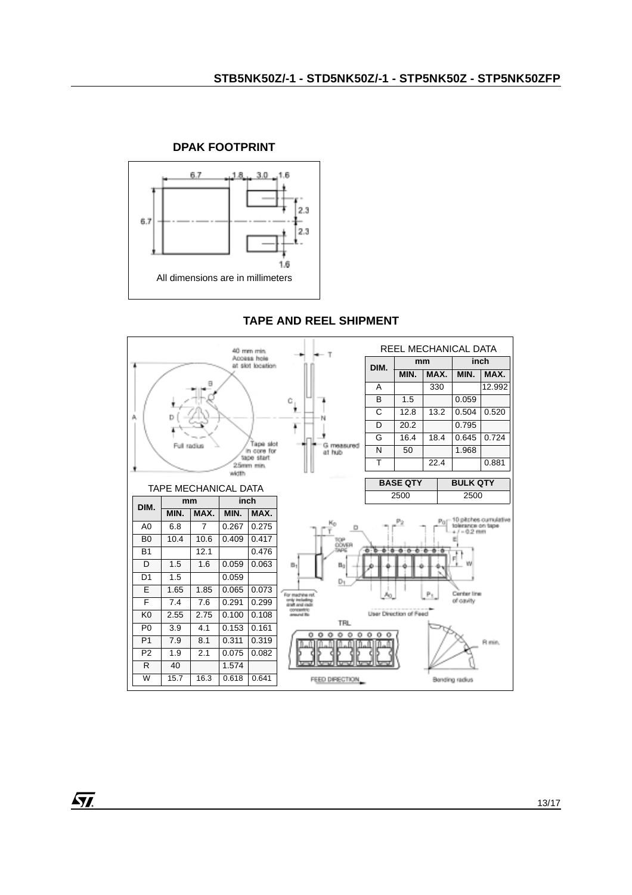## DPAK FOOTPRINT

All dimensions are in millimeters

## TAPE AND REEL SHIPMENT

REEL MECHANICAL DATA

| DIM. | mm | | inch | |
|---|---|---|---|---|
| | MIN. | MAX. | MIN. | MAX. |
| A | | 330 | | 12.992 |
| B | 1.5 | | 0.059 | |
| C | 12.8 | 13.2 | 0.504 | 0.520 |
| D | 20.2 | | 0.795 | |
| G | 16.4 | 18.4 | 0.645 | 0.724 |
| N | 50 | | 1.968 | |
| T | | 22.4 | | 0.881 |

| BASE QTY | BULK QTY |
|---|---|
| 2500 | 2500 |

TAPE MECHANICAL DATA

| DIM. | mm | | inch | |
|---|---|---|---|---|
| | MIN. | MAX. | MIN. | MAX. |
| A0 | 6.8 | 7 | 0.267 | 0.275 |
| B0 | 10.4 | 10.6 | 0.409 | 0.417 |
| B1 | | 12.1 | | 0.476 |
| D | 1.5 | 1.6 | 0.059 | 0.063 |
| D1 | 1.5 | | 0.059 | |
| E | 1.65 | 1.85 | 0.065 | 0.073 |
| F | 7.4 | 7.6 | 0.291 | 0.299 |
| K0 | 2.55 | 2.75 | 0.100 | 0.108 |
| P0 | 3.9 | 4.1 | 0.153 | 0.161 |
| P1 | 7.9 | 8.1 | 0.311 | 0.319 |
| P2 | 1.9 | 2.1 | 0.075 | 0.082 |
| R | 40 | | 1.574 | |
| W | 15.7 | 16.3 | 0.618 | 0.641 |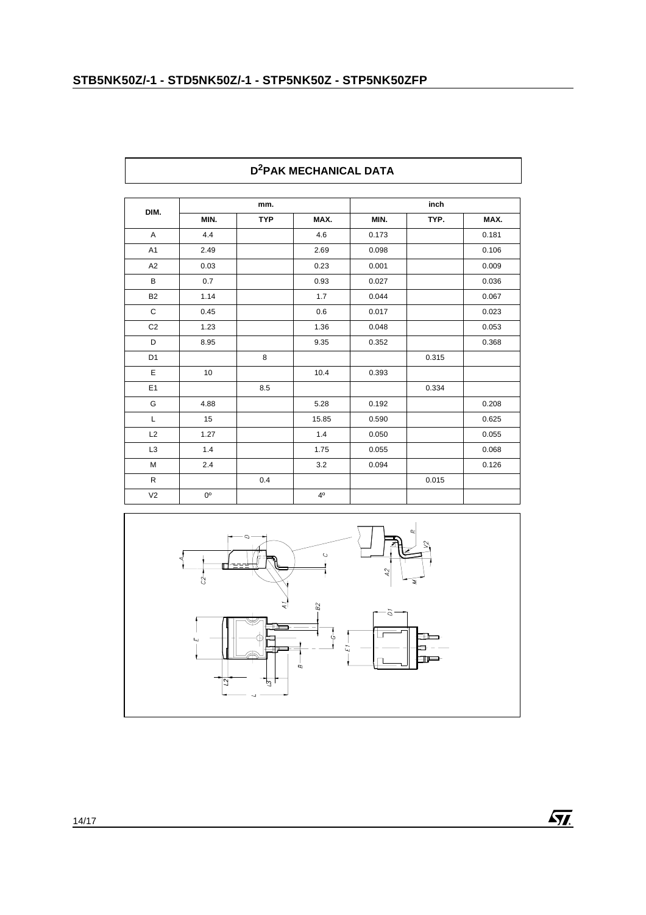## $D^2$PAK MECHANICAL DATA

| DIM. | mm. | | | inch | | |
|---|---|---|---|---|---|---|
| | MIN. | TYP | MAX. | MIN. | TYP. | MAX. |
| A | 4.4 | | 4.6 | 0.173 | | 0.181 |
| A1 | 2.49 | | 2.69 | 0.098 | | 0.106 |
| A2 | 0.03 | | 0.23 | 0.001 | | 0.009 |
| B | 0.7 | | 0.93 | 0.027 | | 0.036 |
| B2 | 1.14 | | 1.7 | 0.044 | | 0.067 |
| C | 0.45 | | 0.6 | 0.017 | | 0.023 |
| C2 | 1.23 | | 1.36 | 0.048 | | 0.053 |
| D | 8.95 | | 9.35 | 0.352 | | 0.368 |
| D1 | | 8 | | | 0.315 | |
| E | 10 | | 10.4 | 0.393 | | |
| E1 | | 8.5 | | | 0.334 | |
| G | 4.88 | | 5.28 | 0.192 | | 0.208 |
| L | 15 | | 15.85 | 0.590 | | 0.625 |
| L2 | 1.27 | | 1.4 | 0.050 | | 0.055 |
| L3 | 1.4 | | 1.75 | 0.055 | | 0.068 |
| M | 2.4 | | 3.2 | 0.094 | | 0.126 |
| R | | 0.4 | | | 0.015 | |
| V2 | 0º | | 4º | | | |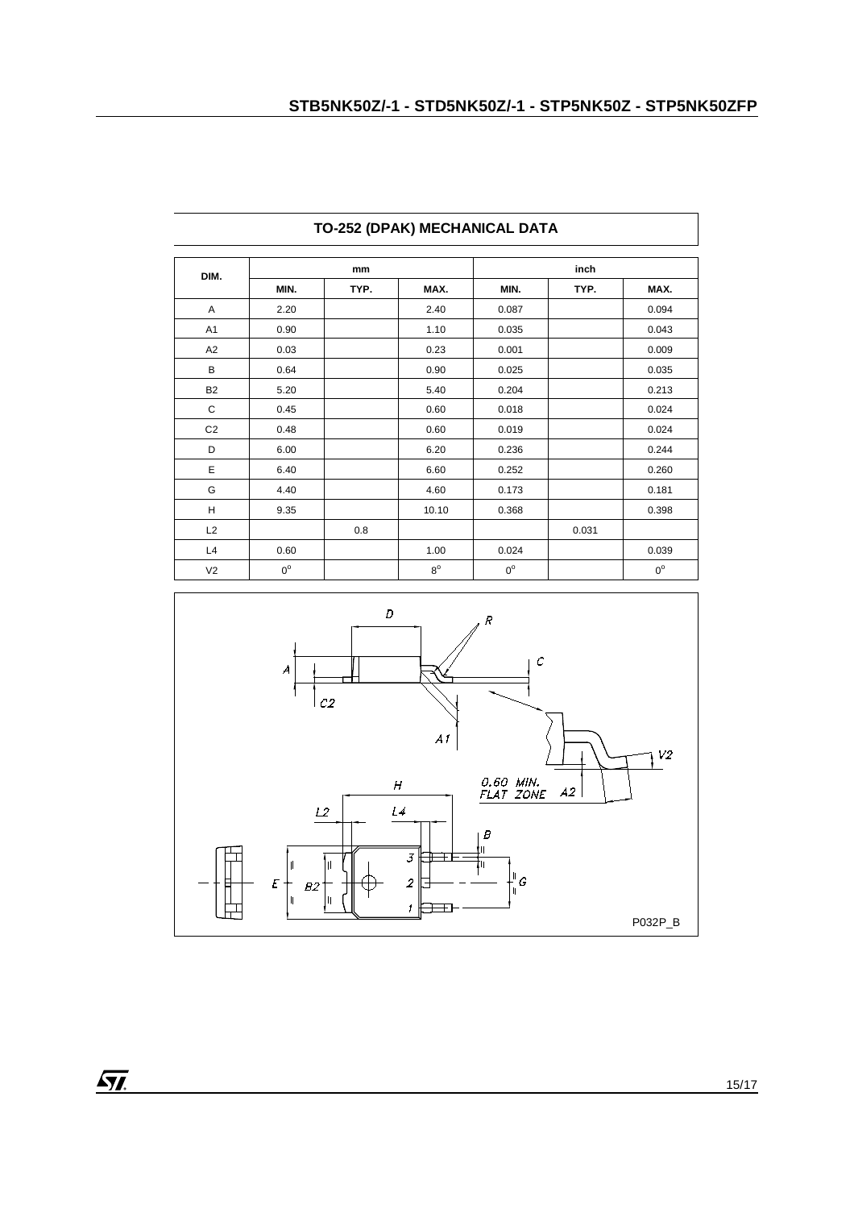## TO-252 (DPAK) MECHANICAL DATA

| DIM. | mm | | | inch | | |
|---|---|---|---|---|---|---|
| | MIN. | TYP. | MAX. | MIN. | TYP. | MAX. |
| A | 2.20 | | 2.40 | 0.087 | | 0.094 |
| A1 | 0.90 | | 1.10 | 0.035 | | 0.043 |
| A2 | 0.03 | | 0.23 | 0.001 | | 0.009 |
| B | 0.64 | | 0.90 | 0.025 | | 0.035 |
| B2 | 5.20 | | 5.40 | 0.204 | | 0.213 |
| C | 0.45 | | 0.60 | 0.018 | | 0.024 |
| C2 | 0.48 | | 0.60 | 0.019 | | 0.024 |
| D | 6.00 | | 6.20 | 0.236 | | 0.244 |
| E | 6.40 | | 6.60 | 0.252 | | 0.260 |
| G | 4.40 | | 4.60 | 0.173 | | 0.181 |
| H | 9.35 | | 10.10 | 0.368 | | 0.398 |
| L2 | | 0.8 | | | 0.031 | |
| L4 | 0.60 | | 1.00 | 0.024 | | 0.039 |
| V2 | $0^o$ | | $8^o$ | $0^o$ | | $0^o$ |

P032P_B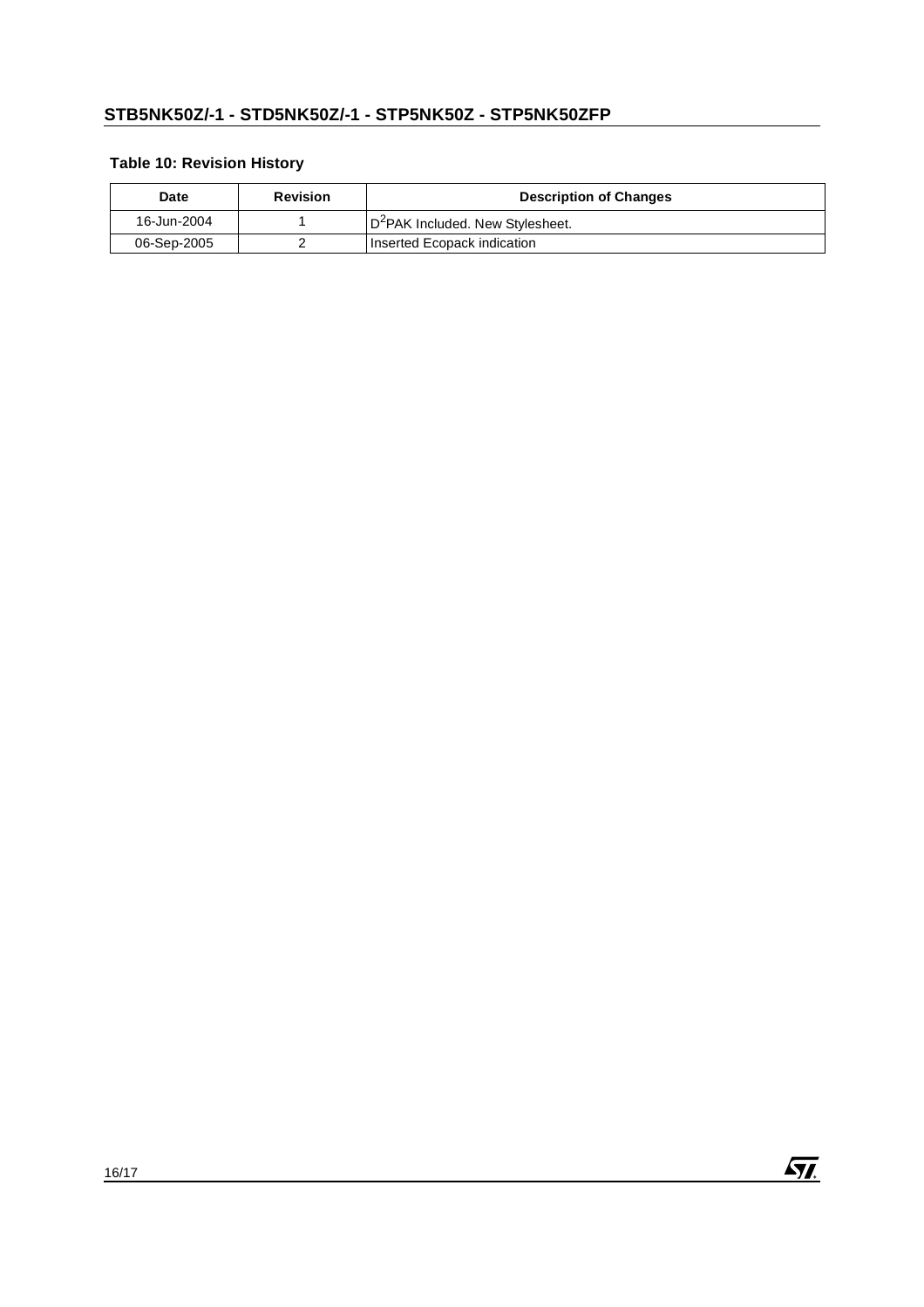**Table 10: Revision History**

| Date | Revision | Description of Changes |
|---|---|---|
| 16-Jun-2004 | 1 | $D^2$PAK Included. New Stylesheet. |
| 06-Sep-2005 | 2 | Inserted Ecopack indication |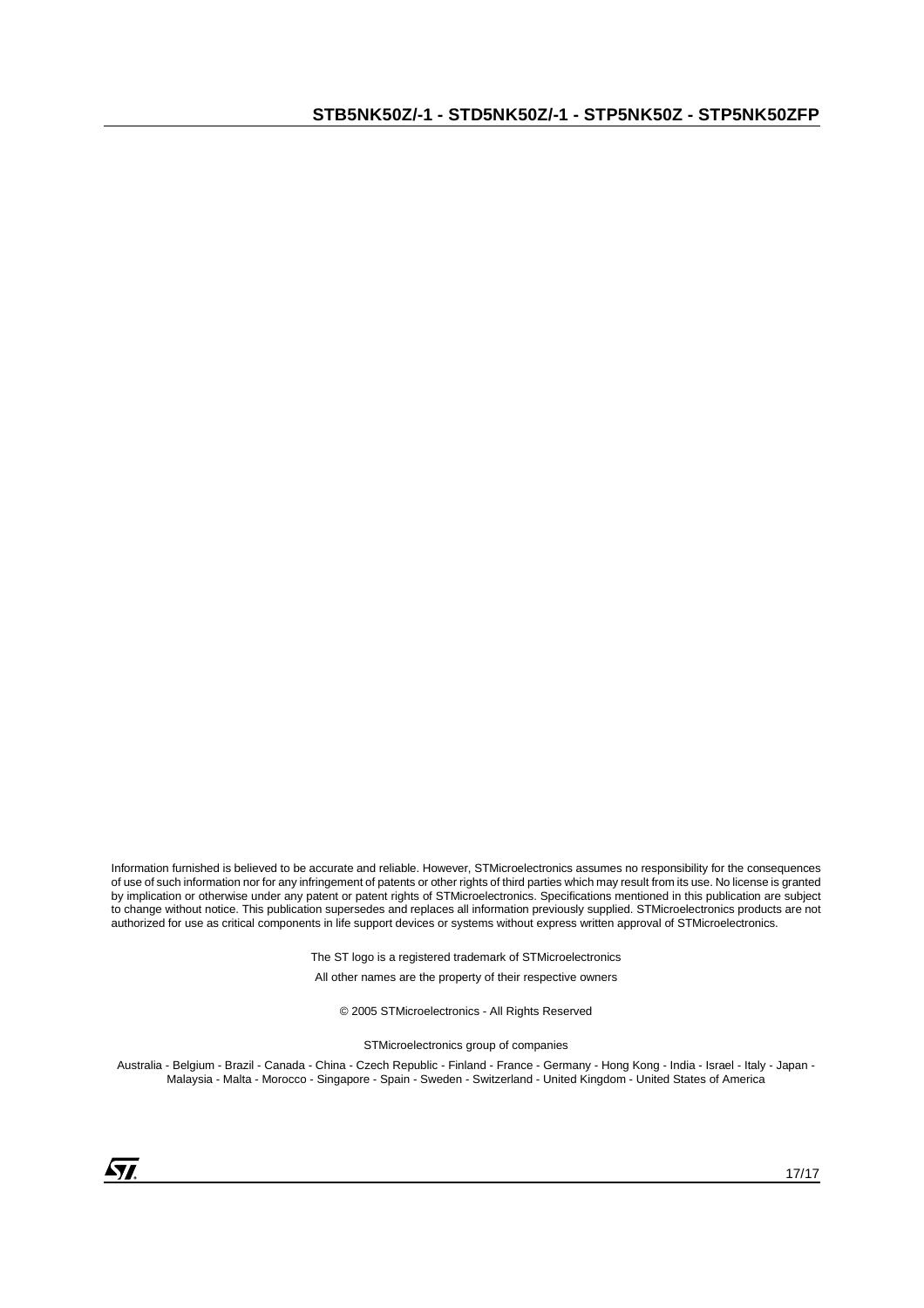Information furnished is believed to be accurate and reliable. However, STMicroelectronics assumes no responsibility for the consequences of use of such information nor for any infringement of patents or other rights of third parties which may result from its use. No license is granted by implication or otherwise under any patent or patent rights of STMicroelectronics. Specifications mentioned in this publication are subject to change without notice. This publication supersedes and replaces all information previously supplied. STMicroelectronics products are not authorized for use as critical components in life support devices or systems without express written approval of STMicroelectronics.

The ST logo is a registered trademark of STMicroelectronics

All other names are the property of their respective owners

© 2005 STMicroelectronics - All Rights Reserved

STMicroelectronics group of companies

Australia - Belgium - Brazil - Canada - China - Czech Republic - Finland - France - Germany - Hong Kong - India - Israel - Italy - Japan - Malaysia - Malta - Morocco - Singapore - Spain - Sweden - Switzerland - United Kingdom - United States of America